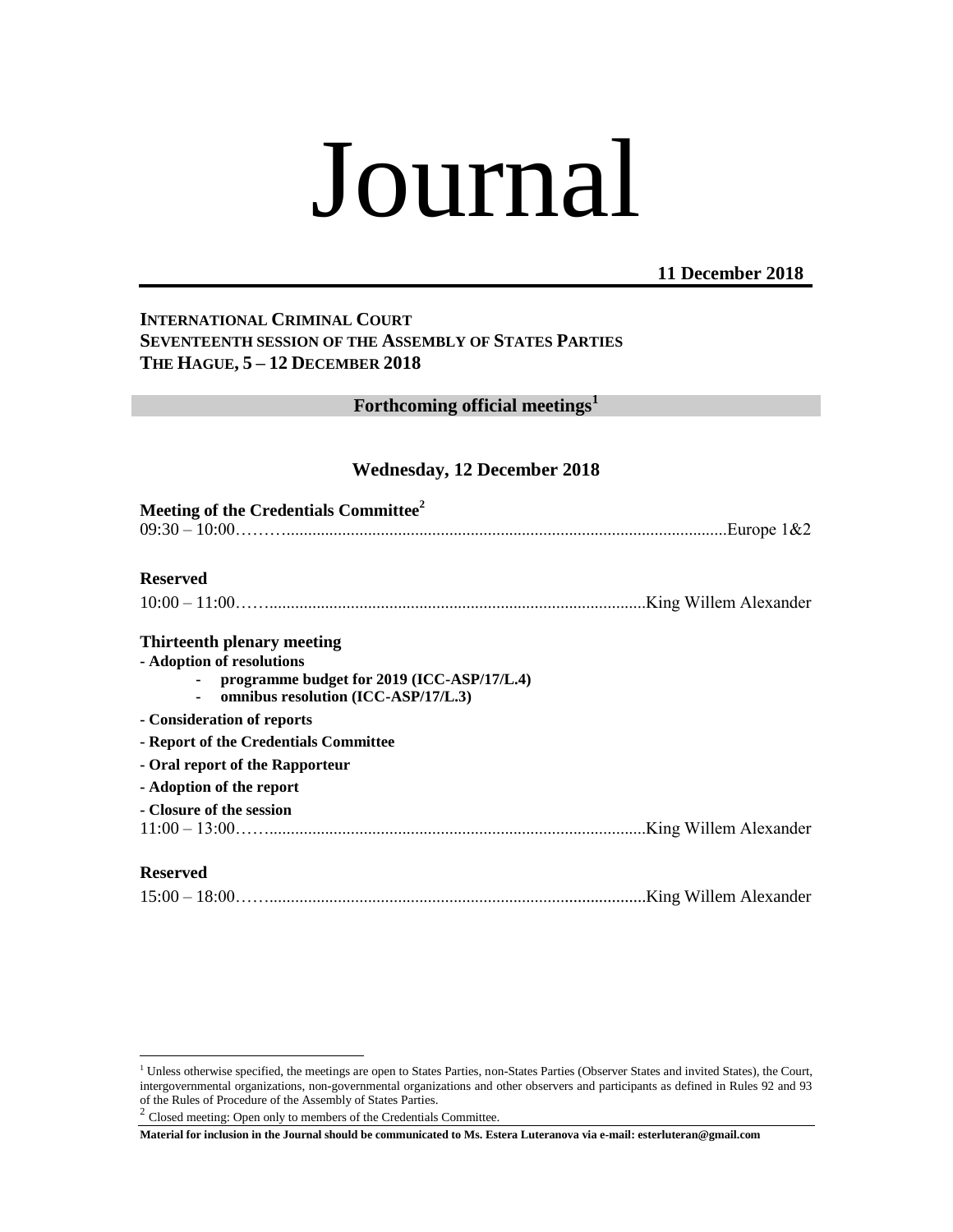# Journal

**11 December 2018**

**INTERNATIONAL CRIMINAL COURT**
**SEVENTEENTH SESSION OF THE ASSEMBLY OF STATES PARTIES**
**THE HAGUE, 5 – 12 DECEMBER 2018**

## Forthcoming official meetings[1]

### Wednesday, 12 December 2018

**Meeting of the Credentials Committee[2]**
09:30 – 10:00……........................................................................................................Europe 1&2

**Reserved**
10:00 – 11:00……........................................................................................King Willem Alexander

**Thirteenth plenary meeting**
**- Adoption of resolutions**
- **programme budget for 2019 (ICC-ASP/17/L.4)**
- **omnibus resolution (ICC-ASP/17/L.3)**

**- Consideration of reports**
**- Report of the Credentials Committee**
**- Oral report of the Rapporteur**
**- Adoption of the report**
**- Closure of the session**
11:00 – 13:00……........................................................................................King Willem Alexander

**Reserved**
15:00 – 18:00……........................................................................................King Willem Alexander

---

[1] Unless otherwise specified, the meetings are open to States Parties, non-States Parties (Observer States and invited States), the Court, intergovernmental organizations, non-governmental organizations and other observers and participants as defined in Rules 92 and 93 of the Rules of Procedure of the Assembly of States Parties.

[2] Closed meeting: Open only to members of the Credentials Committee.

**Material for inclusion in the Journal should be communicated to Ms. Estera Luteranova via e-mail: esterluteran@gmail.com**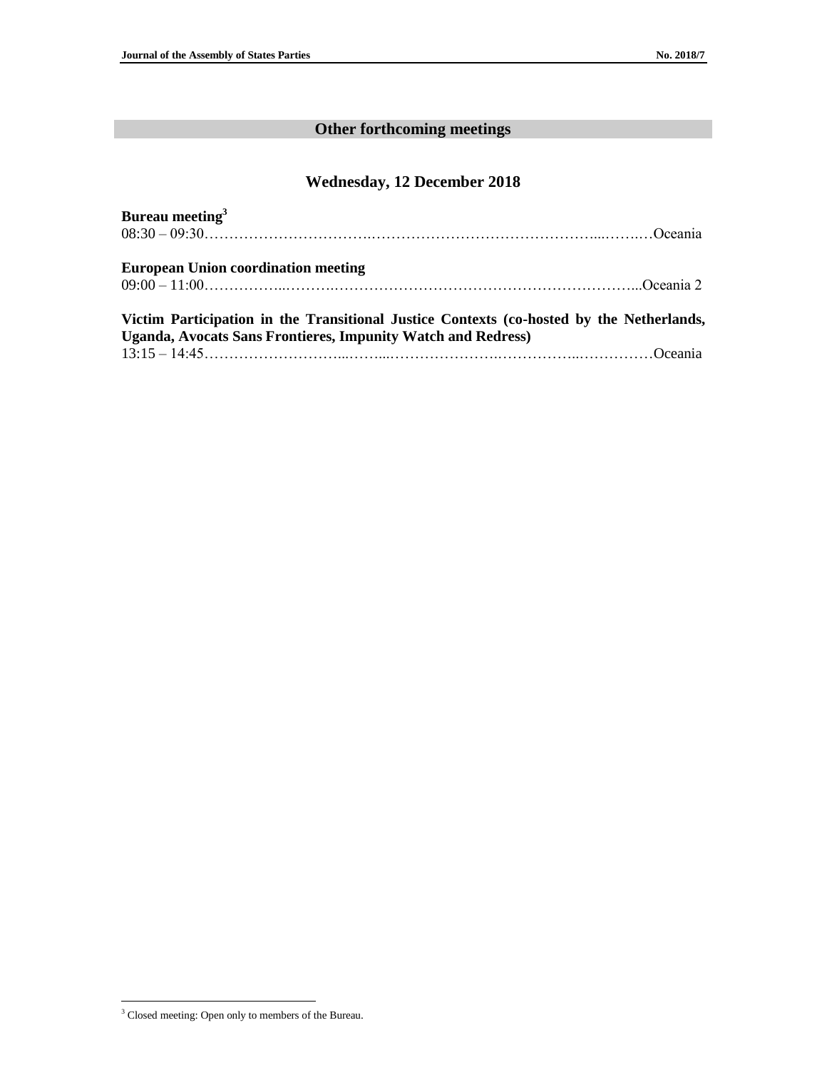## Other forthcoming meetings

### Wednesday, 12 December 2018

**Bureau meeting**[3]
08:30 – 09:30……………………………………………………………………………………Oceania

**European Union coordination meeting**
09:00 – 11:00……………………………………………………………………………………Oceania 2

**Victim Participation in the Transitional Justice Contexts (co-hosted by the Netherlands, Uganda, Avocats Sans Frontieres, Impunity Watch and Redress)**
13:15 – 14:45……………………………………………………………………………………Oceania

[3] Closed meeting: Open only to members of the Bureau.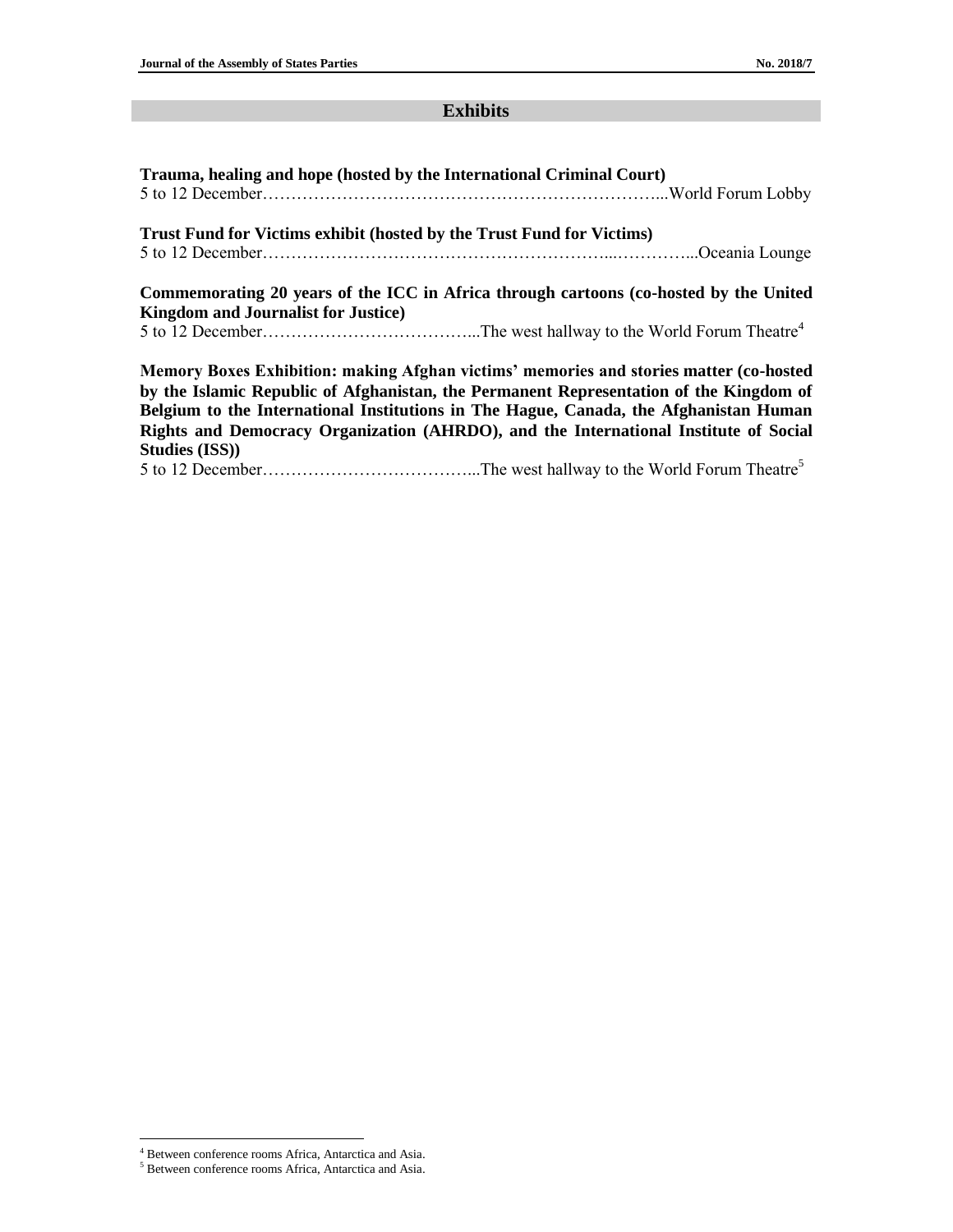## Exhibits

**Trauma, healing and hope (hosted by the International Criminal Court)**
5 to 12 December……………………………………………………………...World Forum Lobby

**Trust Fund for Victims exhibit (hosted by the Trust Fund for Victims)**
5 to 12 December…………………………………………………...…………...Oceania Lounge

**Commemorating 20 years of the ICC in Africa through cartoons (co-hosted by the United Kingdom and Journalist for Justice)**
5 to 12 December………………………………...The west hallway to the World Forum Theatre[4]

**Memory Boxes Exhibition: making Afghan victims' memories and stories matter (co-hosted by the Islamic Republic of Afghanistan, the Permanent Representation of the Kingdom of Belgium to the International Institutions in The Hague, Canada, the Afghanistan Human Rights and Democracy Organization (AHRDO), and the International Institute of Social Studies (ISS))**
5 to 12 December………………………………...The west hallway to the World Forum Theatre[5]

---

[4] Between conference rooms Africa, Antarctica and Asia.
[5] Between conference rooms Africa, Antarctica and Asia.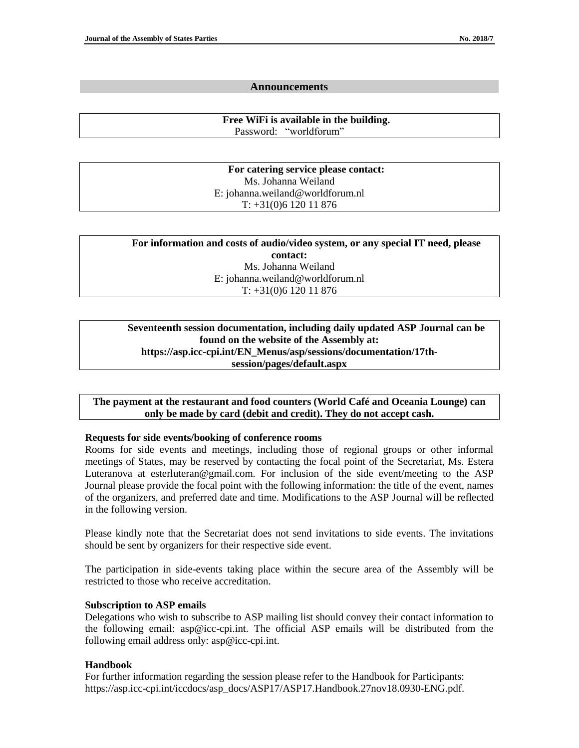## Announcements

**Free WiFi is available in the building.**
Password: "worldforum"

**For catering service please contact:**
Ms. Johanna Weiland
E: johanna.weiland@worldforum.nl
T: +31(0)6 120 11 876

**For information and costs of audio/video system, or any special IT need, please contact:**
Ms. Johanna Weiland
E: johanna.weiland@worldforum.nl
T: +31(0)6 120 11 876

**Seventeenth session documentation, including daily updated ASP Journal can be found on the website of the Assembly at: https://asp.icc-cpi.int/EN_Menus/asp/sessions/documentation/17th-session/pages/default.aspx**

**The payment at the restaurant and food counters (World Café and Oceania Lounge) can only be made by card (debit and credit). They do not accept cash.**

**Requests for side events/booking of conference rooms**

Rooms for side events and meetings, including those of regional groups or other informal meetings of States, may be reserved by contacting the focal point of the Secretariat, Ms. Estera Luteranova at esterluteran@gmail.com. For inclusion of the side event/meeting to the ASP Journal please provide the focal point with the following information: the title of the event, names of the organizers, and preferred date and time. Modifications to the ASP Journal will be reflected in the following version.

Please kindly note that the Secretariat does not send invitations to side events. The invitations should be sent by organizers for their respective side event.

The participation in side-events taking place within the secure area of the Assembly will be restricted to those who receive accreditation.

**Subscription to ASP emails**

Delegations who wish to subscribe to ASP mailing list should convey their contact information to the following email: asp@icc-cpi.int. The official ASP emails will be distributed from the following email address only: asp@icc-cpi.int.

**Handbook**

For further information regarding the session please refer to the Handbook for Participants: https://asp.icc-cpi.int/iccdocs/asp_docs/ASP17/ASP17.Handbook.27nov18.0930-ENG.pdf.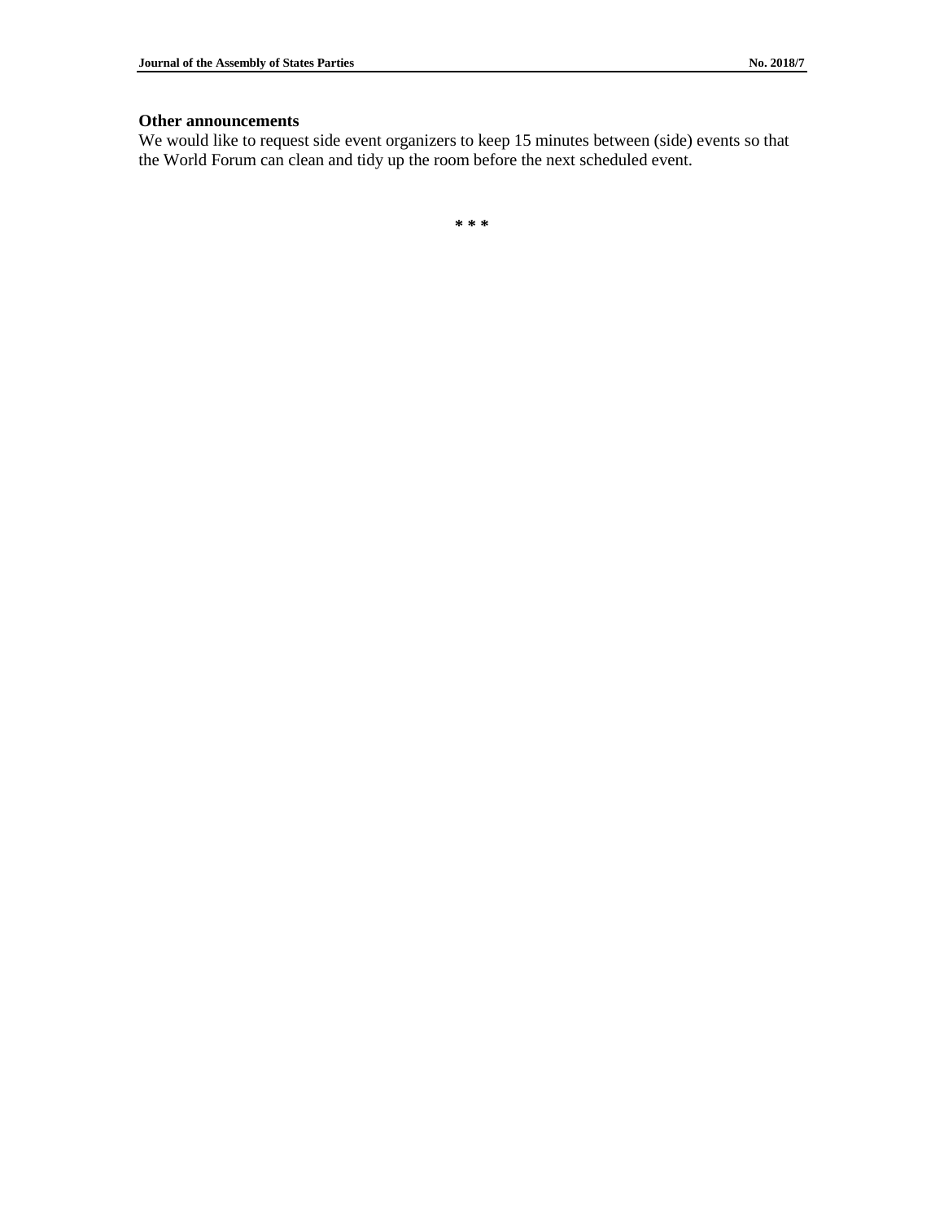**Other announcements**

We would like to request side event organizers to keep 15 minutes between (side) events so that the World Forum can clean and tidy up the room before the next scheduled event.

* * *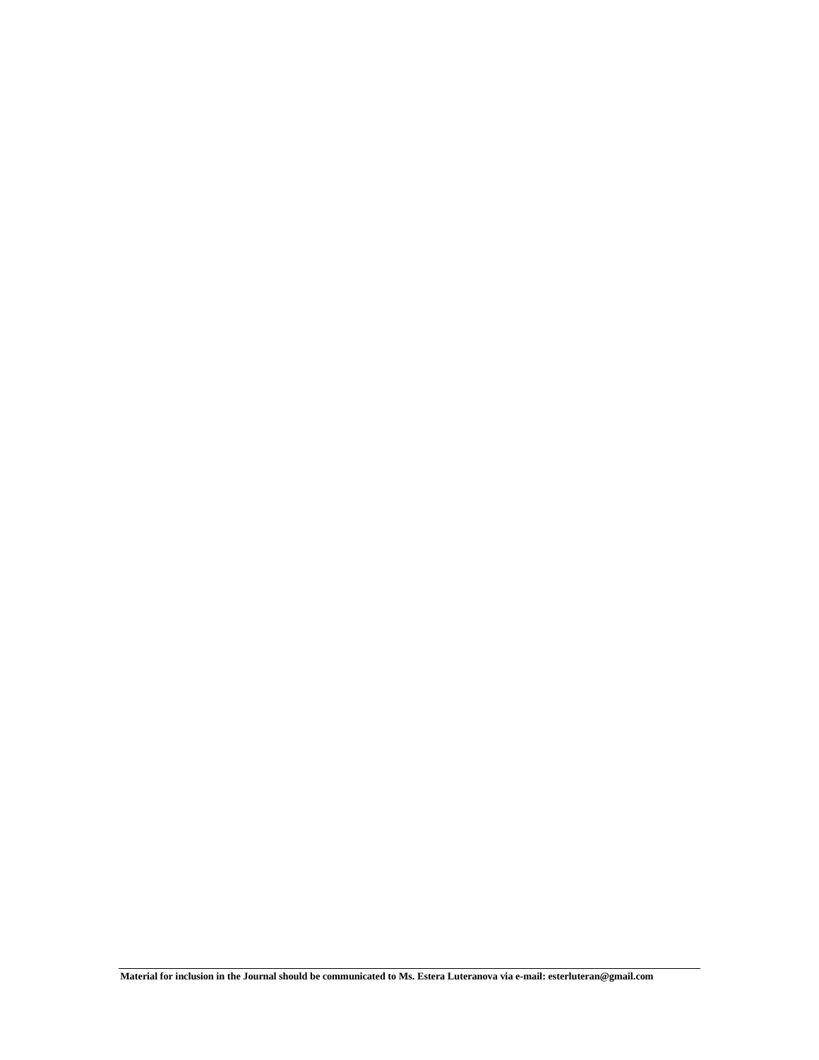**Material for inclusion in the Journal should be communicated to Ms. Estera Luteranova via e-mail: esterluteran@gmail.com**